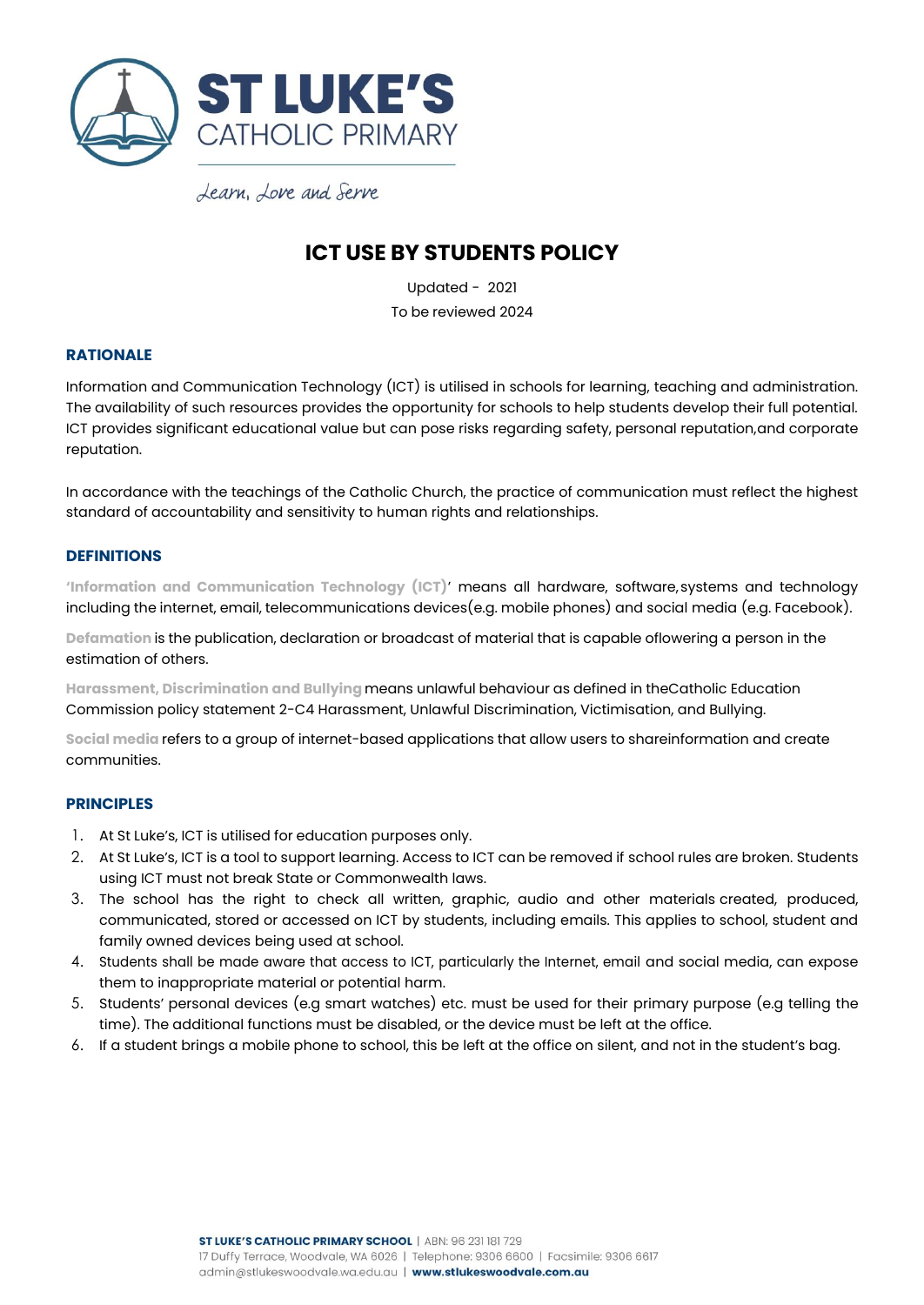# ST LUKE'S CATHOLIC PRIMARY

*Learn, Love and Serve*

## ICT USE BY STUDENTS POLICY

Updated - 2021

To be reviewed 2024

### RATIONALE

Information and Communication Technology (ICT) is utilised in schools for learning, teaching and administration. The availability of such resources provides the opportunity for schools to help students develop their full potential. ICT provides significant educational value but can pose risks regarding safety, personal reputation,and corporate reputation.

In accordance with the teachings of the Catholic Church, the practice of communication must reflect the highest standard of accountability and sensitivity to human rights and relationships.

### DEFINITIONS

**'Information and Communication Technology (ICT)'** means all hardware, software, systems and technology including the internet, email, telecommunications devices(e.g. mobile phones) and social media (e.g. Facebook).

**Defamation** is the publication, declaration or broadcast of material that is capable oflowering a person in the estimation of others.

**Harassment, Discrimination and Bullying** means unlawful behaviour as defined in theCatholic Education Commission policy statement 2-C4 Harassment, Unlawful Discrimination, Victimisation, and Bullying.

**Social media** refers to a group of internet-based applications that allow users to shareinformation and create communities.

### PRINCIPLES

1. At St Luke's, ICT is utilised for education purposes only.
2. At St Luke's, ICT is a tool to support learning. Access to ICT can be removed if school rules are broken. Students using ICT must not break State or Commonwealth laws.
3. The school has the right to check all written, graphic, audio and other materials created, produced, communicated, stored or accessed on ICT by students, including emails. This applies to school, student and family owned devices being used at school.
4. Students shall be made aware that access to ICT, particularly the Internet, email and social media, can expose them to inappropriate material or potential harm.
5. Students' personal devices (e.g smart watches) etc. must be used for their primary purpose (e.g telling the time). The additional functions must be disabled, or the device must be left at the office.
6. If a student brings a mobile phone to school, this be left at the office on silent, and not in the student's bag.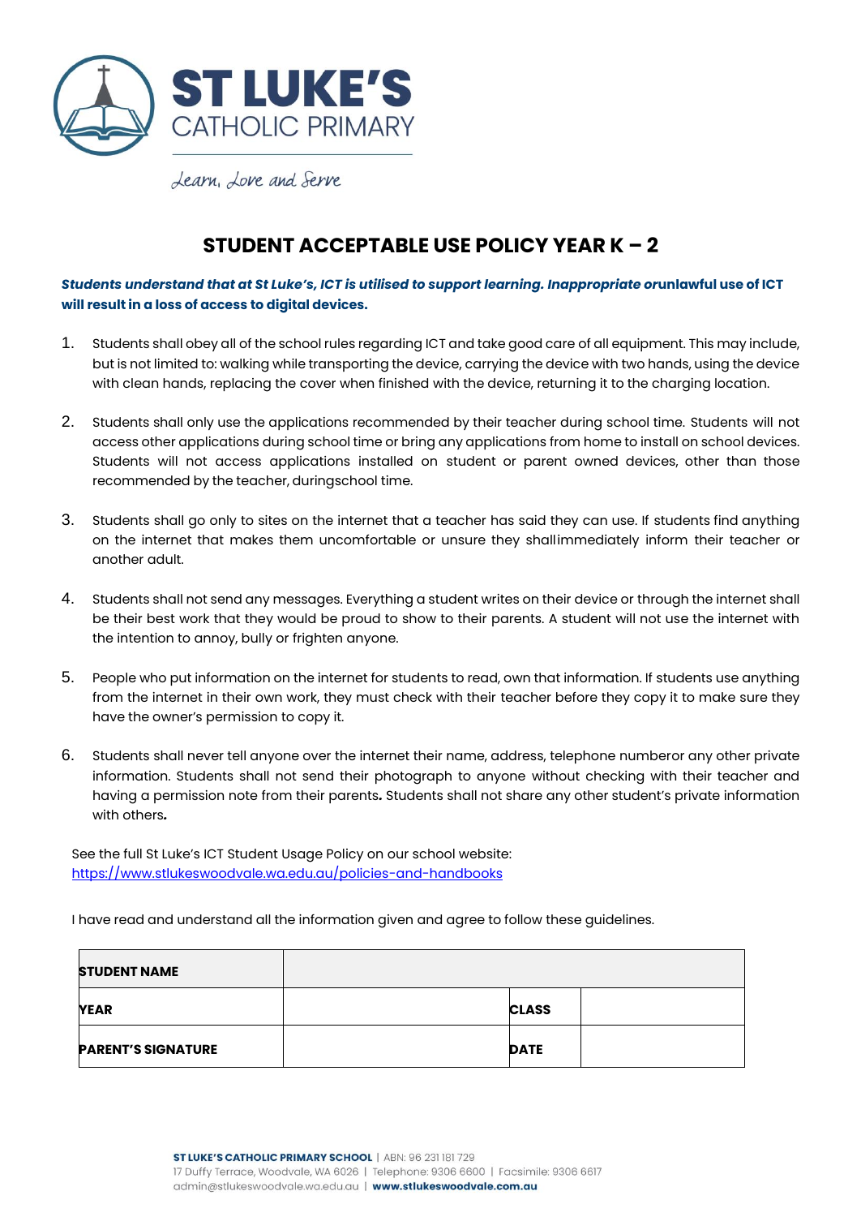# ST LUKE'S CATHOLIC PRIMARY

*Learn, Love and Serve*

## STUDENT ACCEPTABLE USE POLICY YEAR K – 2

***Students understand that at St Luke's, ICT is utilised to support learning. Inappropriate or* unlawful use of ICT will result in a loss of access to digital devices.**

1. Students shall obey all of the school rules regarding ICT and take good care of all equipment. This may include, but is not limited to: walking while transporting the device, carrying the device with two hands, using the device with clean hands, replacing the cover when finished with the device, returning it to the charging location.

2. Students shall only use the applications recommended by their teacher during school time. Students will not access other applications during school time or bring any applications from home to install on school devices. Students will not access applications installed on student or parent owned devices, other than those recommended by the teacher, duringschool time.

3. Students shall go only to sites on the internet that a teacher has said they can use. If students find anything on the internet that makes them uncomfortable or unsure they shallimmediately inform their teacher or another adult.

4. Students shall not send any messages. Everything a student writes on their device or through the internet shall be their best work that they would be proud to show to their parents. A student will not use the internet with the intention to annoy, bully or frighten anyone.

5. People who put information on the internet for students to read, own that information. If students use anything from the internet in their own work, they must check with their teacher before they copy it to make sure they have the owner's permission to copy it.

6. Students shall never tell anyone over the internet their name, address, telephone numberor any other private information. Students shall not send their photograph to anyone without checking with their teacher and having a permission note from their parents**.** Students shall not share any other student's private information with others**.**

See the full St Luke's ICT Student Usage Policy on our school website: https://www.stlukeswoodvale.wa.edu.au/policies-and-handbooks

I have read and understand all the information given and agree to follow these guidelines.

| **STUDENT NAME** | | | |
|---|---|---|---|
| **YEAR** | | **CLASS** | |
| **PARENT'S SIGNATURE** | | **DATE** | |

**ST LUKE'S CATHOLIC PRIMARY SCHOOL** | ABN: 96 231 181 729
17 Duffy Terrace, Woodvale, WA 6026 | Telephone: 9306 6600 | Facsimile: 9306 6617
admin@stlukeswoodvale.wa.edu.au | **www.stlukeswoodvale.com.au**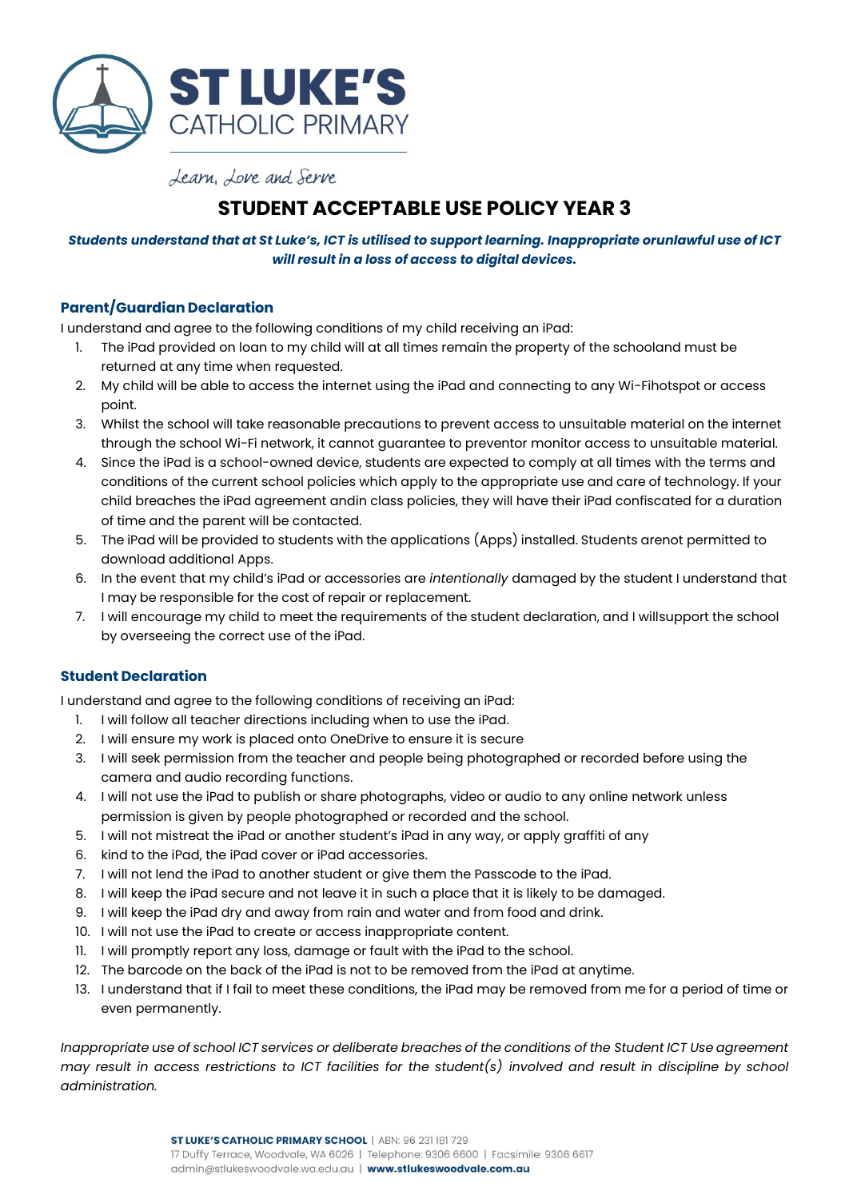# ST LUKE'S CATHOLIC PRIMARY

*Learn, Love and Serve*

## STUDENT ACCEPTABLE USE POLICY YEAR 3

***Students understand that at St Luke's, ICT is utilised to support learning. Inappropriate orunlawful use of ICT will result in a loss of access to digital devices.***

### Parent/Guardian Declaration

I understand and agree to the following conditions of my child receiving an iPad:

1. The iPad provided on loan to my child will at all times remain the property of the schooland must be returned at any time when requested.
2. My child will be able to access the internet using the iPad and connecting to any Wi-Fihotspot or access point.
3. Whilst the school will take reasonable precautions to prevent access to unsuitable material on the internet through the school Wi-Fi network, it cannot guarantee to preventor monitor access to unsuitable material.
4. Since the iPad is a school-owned device, students are expected to comply at all times with the terms and conditions of the current school policies which apply to the appropriate use and care of technology. If your child breaches the iPad agreement andin class policies, they will have their iPad confiscated for a duration of time and the parent will be contacted.
5. The iPad will be provided to students with the applications (Apps) installed. Students arenot permitted to download additional Apps.
6. In the event that my child's iPad or accessories are *intentionally* damaged by the student I understand that I may be responsible for the cost of repair or replacement.
7. I will encourage my child to meet the requirements of the student declaration, and I willsupport the school by overseeing the correct use of the iPad.

### Student Declaration

I understand and agree to the following conditions of receiving an iPad:

1. I will follow all teacher directions including when to use the iPad.
2. I will ensure my work is placed onto OneDrive to ensure it is secure
3. I will seek permission from the teacher and people being photographed or recorded before using the camera and audio recording functions.
4. I will not use the iPad to publish or share photographs, video or audio to any online network unless permission is given by people photographed or recorded and the school.
5. I will not mistreat the iPad or another student's iPad in any way, or apply graffiti of any
6. kind to the iPad, the iPad cover or iPad accessories.
7. I will not lend the iPad to another student or give them the Passcode to the iPad.
8. I will keep the iPad secure and not leave it in such a place that it is likely to be damaged.
9. I will keep the iPad dry and away from rain and water and from food and drink.
10. I will not use the iPad to create or access inappropriate content.
11. I will promptly report any loss, damage or fault with the iPad to the school.
12. The barcode on the back of the iPad is not to be removed from the iPad at anytime.
13. I understand that if I fail to meet these conditions, the iPad may be removed from me for a period of time or even permanently.

*Inappropriate use of school ICT services or deliberate breaches of the conditions of the Student ICT Use agreement may result in access restrictions to ICT facilities for the student(s) involved and result in discipline by school administration.*

**ST LUKE'S CATHOLIC PRIMARY SCHOOL** | ABN: 96 231 181 729
17 Duffy Terrace, Woodvale, WA 6026 | Telephone: 9306 6600 | Facsimile: 9306 6617
admin@stlukeswoodvale.wa.edu.au | **www.stlukeswoodvale.com.au**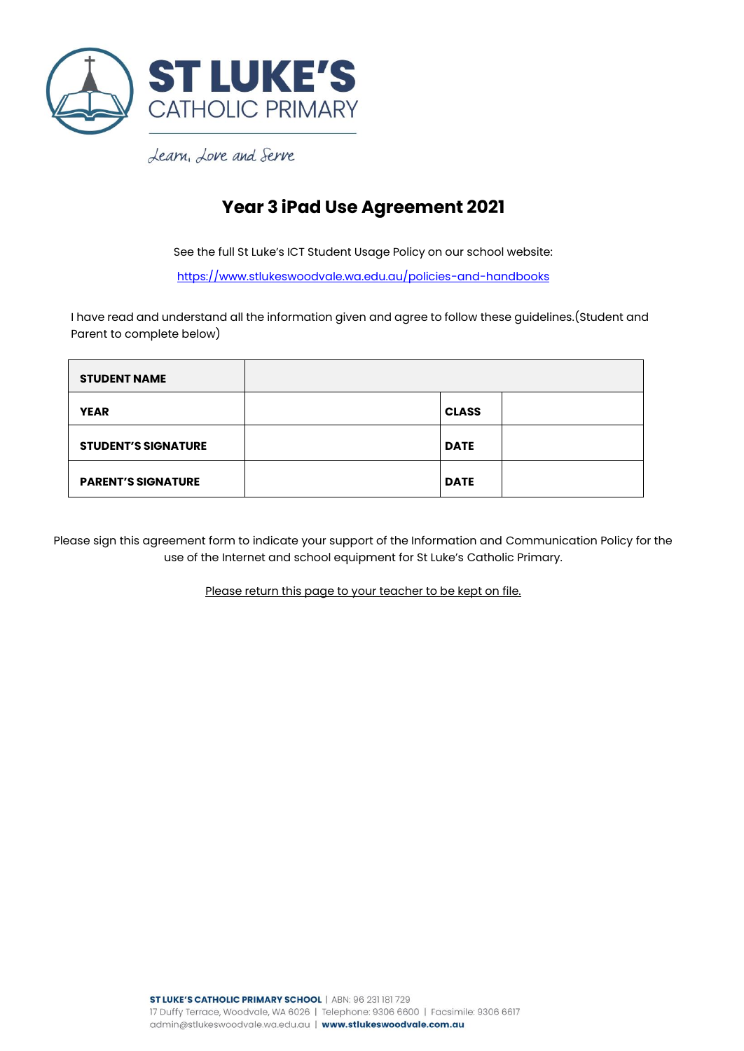ST LUKE'S CATHOLIC PRIMARY

*Learn, Love and Serve*

# Year 3 iPad Use Agreement 2021

See the full St Luke's ICT Student Usage Policy on our school website:

https://www.stlukeswoodvale.wa.edu.au/policies-and-handbooks

I have read and understand all the information given and agree to follow these guidelines.(Student and Parent to complete below)

| **STUDENT NAME** | | | |
|---|---|---|---|
| **YEAR** | | **CLASS** | |
| **STUDENT'S SIGNATURE** | | **DATE** | |
| **PARENT'S SIGNATURE** | | **DATE** | |

Please sign this agreement form to indicate your support of the Information and Communication Policy for the use of the Internet and school equipment for St Luke's Catholic Primary.

Please return this page to your teacher to be kept on file.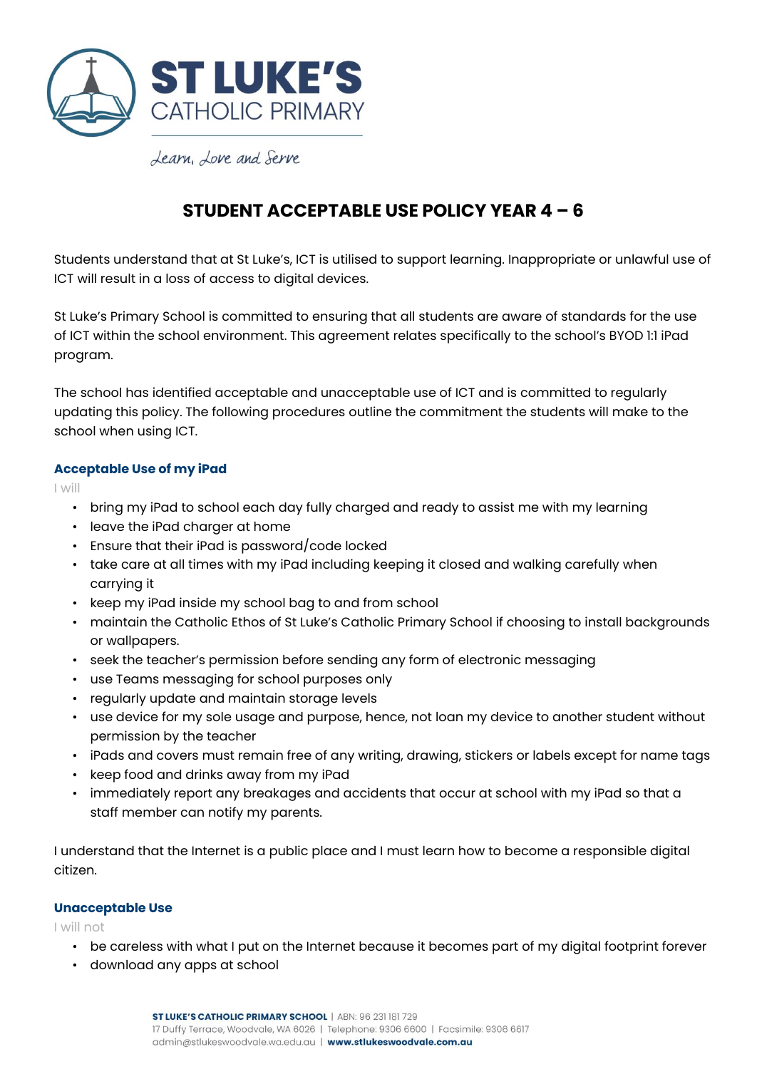ST LUKE'S CATHOLIC PRIMARY

*Learn, Love and Serve*

# STUDENT ACCEPTABLE USE POLICY YEAR 4 – 6

Students understand that at St Luke's, ICT is utilised to support learning. Inappropriate or unlawful use of ICT will result in a loss of access to digital devices.

St Luke's Primary School is committed to ensuring that all students are aware of standards for the use of ICT within the school environment. This agreement relates specifically to the school's BYOD 1:1 iPad program.

The school has identified acceptable and unacceptable use of ICT and is committed to regularly updating this policy. The following procedures outline the commitment the students will make to the school when using ICT.

### Acceptable Use of my iPad

I will

- bring my iPad to school each day fully charged and ready to assist me with my learning
- leave the iPad charger at home
- Ensure that their iPad is password/code locked
- take care at all times with my iPad including keeping it closed and walking carefully when carrying it
- keep my iPad inside my school bag to and from school
- maintain the Catholic Ethos of St Luke's Catholic Primary School if choosing to install backgrounds or wallpapers.
- seek the teacher's permission before sending any form of electronic messaging
- use Teams messaging for school purposes only
- regularly update and maintain storage levels
- use device for my sole usage and purpose, hence, not loan my device to another student without permission by the teacher
- iPads and covers must remain free of any writing, drawing, stickers or labels except for name tags
- keep food and drinks away from my iPad
- immediately report any breakages and accidents that occur at school with my iPad so that a staff member can notify my parents.

I understand that the Internet is a public place and I must learn how to become a responsible digital citizen.

### Unacceptable Use

I will not

- be careless with what I put on the Internet because it becomes part of my digital footprint forever
- download any apps at school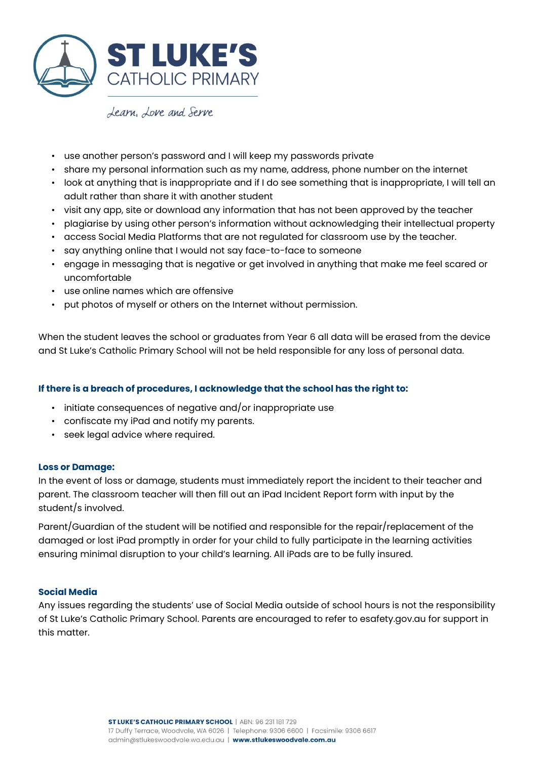- use another person's password and I will keep my passwords private
- share my personal information such as my name, address, phone number on the internet
- look at anything that is inappropriate and if I do see something that is inappropriate, I will tell an adult rather than share it with another student
- visit any app, site or download any information that has not been approved by the teacher
- plagiarise by using other person's information without acknowledging their intellectual property
- access Social Media Platforms that are not regulated for classroom use by the teacher.
- say anything online that I would not say face-to-face to someone
- engage in messaging that is negative or get involved in anything that make me feel scared or uncomfortable
- use online names which are offensive
- put photos of myself or others on the Internet without permission.

When the student leaves the school or graduates from Year 6 all data will be erased from the device and St Luke's Catholic Primary School will not be held responsible for any loss of personal data.

#### If there is a breach of procedures, I acknowledge that the school has the right to:

- initiate consequences of negative and/or inappropriate use
- confiscate my iPad and notify my parents.
- seek legal advice where required.

#### Loss or Damage:

In the event of loss or damage, students must immediately report the incident to their teacher and parent. The classroom teacher will then fill out an iPad Incident Report form with input by the student/s involved.

Parent/Guardian of the student will be notified and responsible for the repair/replacement of the damaged or lost iPad promptly in order for your child to fully participate in the learning activities ensuring minimal disruption to your child's learning. All iPads are to be fully insured.

#### Social Media

Any issues regarding the students' use of Social Media outside of school hours is not the responsibility of St Luke's Catholic Primary School. Parents are encouraged to refer to esafety.gov.au for support in this matter.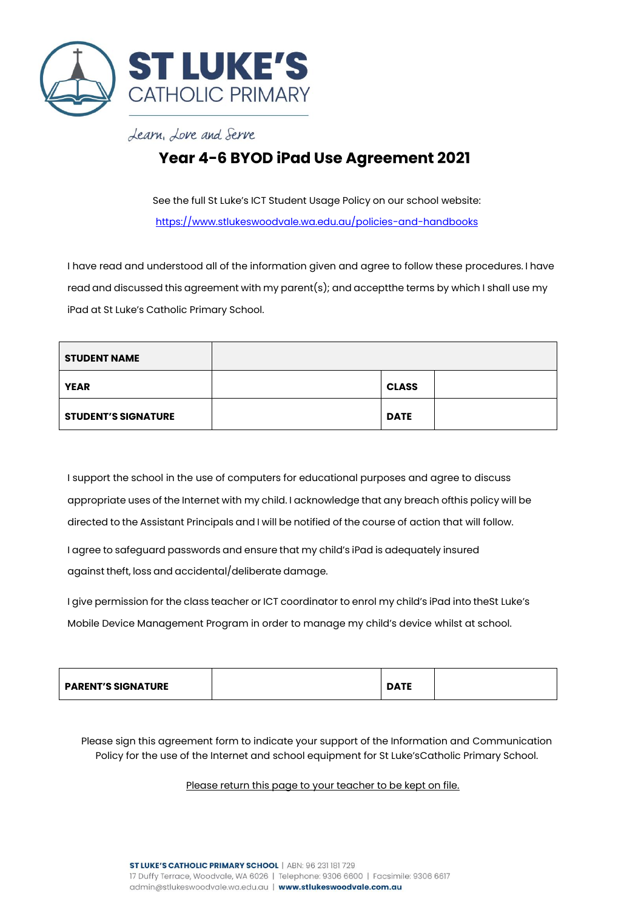ST LUKE'S
CATHOLIC PRIMARY

*Learn, Love and Serve*

# Year 4-6 BYOD iPad Use Agreement 2021

See the full St Luke's ICT Student Usage Policy on our school website:
[https://www.stlukeswoodvale.wa.edu.au/policies-and-handbooks](https://www.stlukeswoodvale.wa.edu.au/policies-and-handbooks)

I have read and understood all of the information given and agree to follow these procedures. I have read and discussed this agreement with my parent(s); and acceptthe terms by which I shall use my iPad at St Luke's Catholic Primary School.

| **STUDENT NAME** | | | |
|---|---|---|---|
| **YEAR** | | **CLASS** | |
| **STUDENT'S SIGNATURE** | | **DATE** | |

I support the school in the use of computers for educational purposes and agree to discuss appropriate uses of the Internet with my child. I acknowledge that any breach ofthis policy will be directed to the Assistant Principals and I will be notified of the course of action that will follow.

I agree to safeguard passwords and ensure that my child's iPad is adequately insured against theft, loss and accidental/deliberate damage.

I give permission for the class teacher or ICT coordinator to enrol my child's iPad into theSt Luke's Mobile Device Management Program in order to manage my child's device whilst at school.

| **PARENT'S SIGNATURE** | | **DATE** | |
|---|---|---|---|

Please sign this agreement form to indicate your support of the Information and Communication Policy for the use of the Internet and school equipment for St Luke'sCatholic Primary School.

Please return this page to your teacher to be kept on file.

**ST LUKE'S CATHOLIC PRIMARY SCHOOL** | ABN: 96 231 181 729
17 Duffy Terrace, Woodvale, WA 6026 | Telephone: 9306 6600 | Facsimile: 9306 6617
admin@stlukeswoodvale.wa.edu.au | **www.stlukeswoodvale.com.au**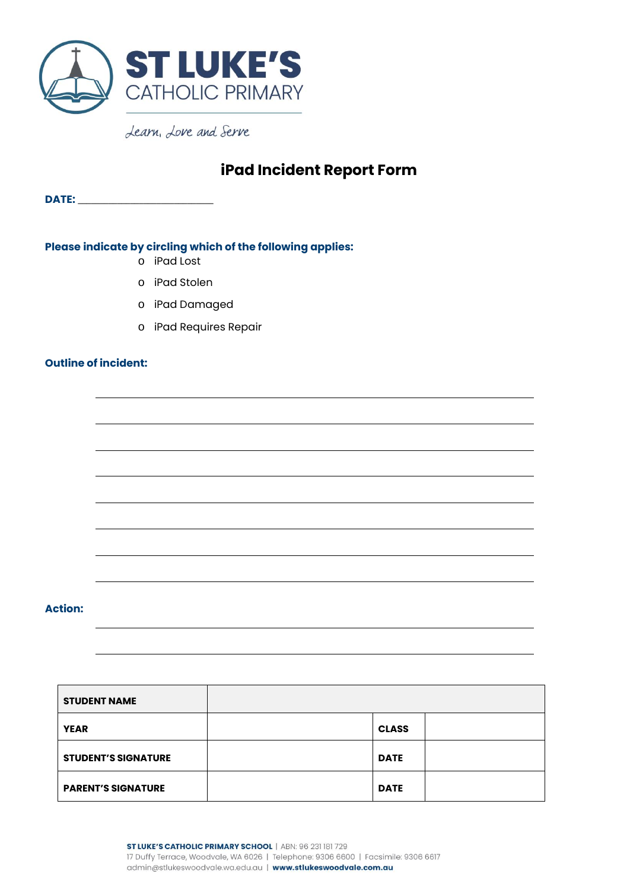ST LUKE'S
CATHOLIC PRIMARY

*Learn, Love and Serve*

# iPad Incident Report Form

**DATE:** ________________________

**Please indicate by circling which of the following applies:**

- iPad Lost
- iPad Stolen
- iPad Damaged
- iPad Requires Repair

**Outline of incident:**

________________________________________________________________________________

________________________________________________________________________________

________________________________________________________________________________

________________________________________________________________________________

________________________________________________________________________________

________________________________________________________________________________

________________________________________________________________________________

________________________________________________________________________________

**Action:**

________________________________________________________________________________

________________________________________________________________________________

| | | | |
|---|---|---|---|
| **STUDENT NAME** | | | |
| **YEAR** | | **CLASS** | |
| **STUDENT'S SIGNATURE** | | **DATE** | |
| **PARENT'S SIGNATURE** | | **DATE** | |

**ST LUKE'S CATHOLIC PRIMARY SCHOOL** | ABN: 96 231 181 729
17 Duffy Terrace, Woodvale, WA 6026 | Telephone: 9306 6600 | Facsimile: 9306 6617
admin@stlukeswoodvale.wa.edu.au | **www.stlukeswoodvale.com.au**